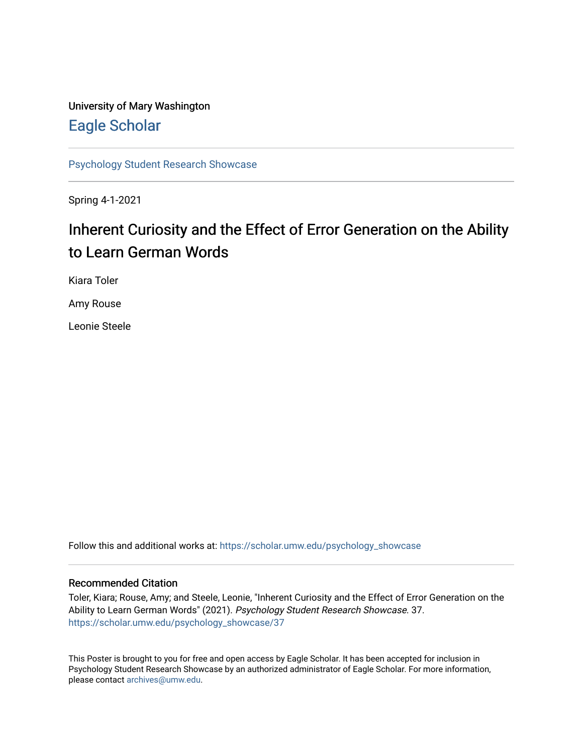University of Mary Washington

# Eagle Scholar

Psychology Student Research Showcase

Spring 4-1-2021

## Inherent Curiosity and the Effect of Error Generation on the Ability to Learn German Words

Kiara Toler

Amy Rouse

Leonie Steele

Follow this and additional works at: https://scholar.umw.edu/psychology_showcase

### Recommended Citation

Toler, Kiara; Rouse, Amy; and Steele, Leonie, "Inherent Curiosity and the Effect of Error Generation on the Ability to Learn German Words" (2021). *Psychology Student Research Showcase*. 37.
https://scholar.umw.edu/psychology_showcase/37

This Poster is brought to you for free and open access by Eagle Scholar. It has been accepted for inclusion in Psychology Student Research Showcase by an authorized administrator of Eagle Scholar. For more information, please contact archives@umw.edu.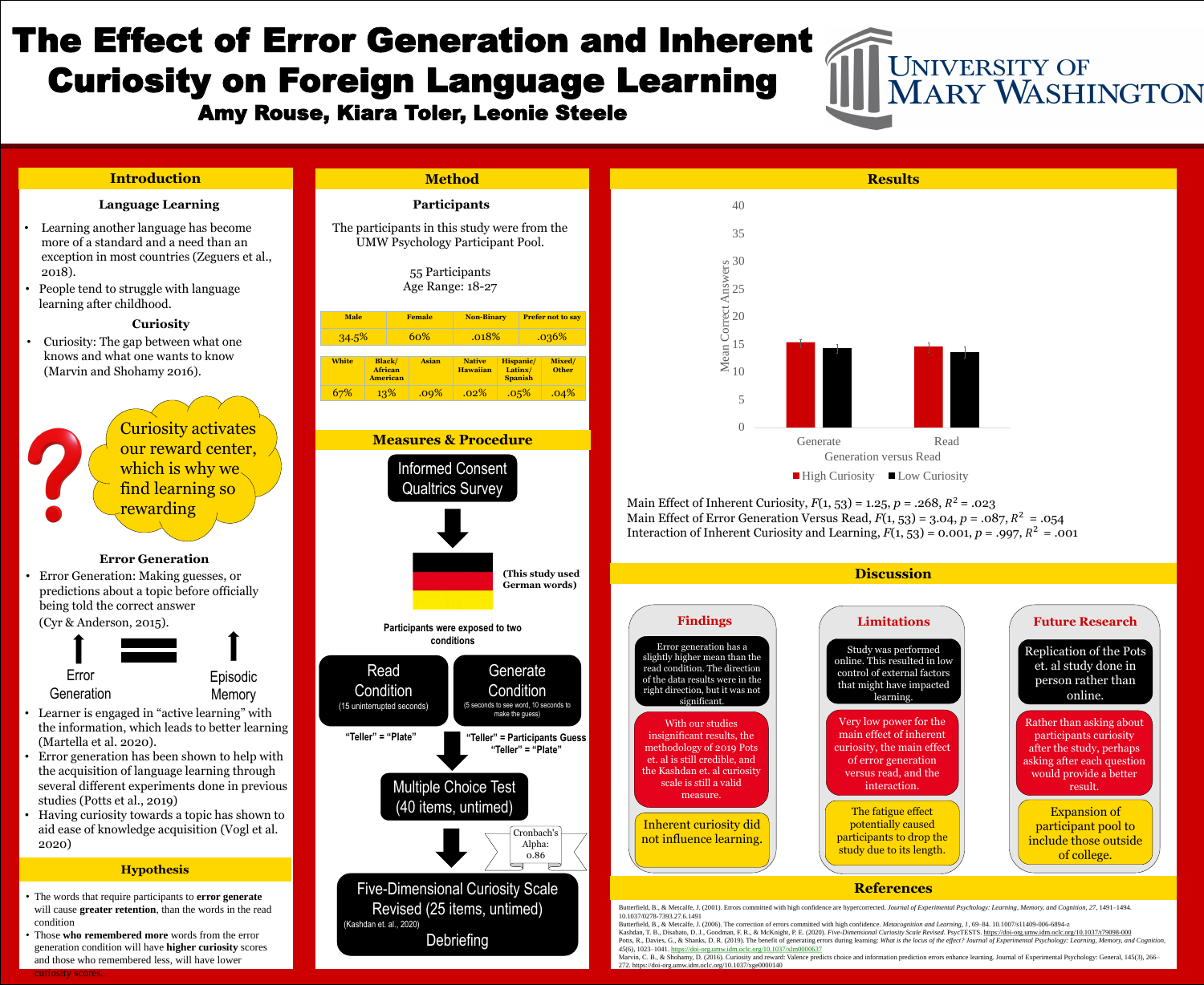# The Effect of Error Generation and Inherent Curiosity on Foreign Language Learning

**Amy Rouse, Kiara Toler, Leonie Steele**

UNIVERSITY OF MARY WASHINGTON

## Introduction

### Language Learning

- Learning another language has become more of a standard and a need than an exception in most countries (Zeguers et al., 2018).
- People tend to struggle with language learning after childhood.

### Curiosity

- Curiosity: The gap between what one knows and what one wants to know (Marvin and Shohamy 2016).

Curiosity activates our reward center, which is why we find learning so rewarding

### Error Generation

- Error Generation: Making guesses, or predictions about a topic before officially being told the correct answer (Cyr & Anderson, 2015).

↑ Error Generation = ↑ Episodic Memory

- Learner is engaged in "active learning" with the information, which leads to better learning (Martella et al. 2020).
- Error generation has been shown to help with the acquisition of language learning through several different experiments done in previous studies (Potts et al., 2019)
- Having curiosity towards a topic has shown to aid ease of knowledge acquisition (Vogl et al. 2020)

## Hypothesis

- The words that require participants to **error generate** will cause **greater retention**, than the words in the read condition
- Those **who remembered more** words from the error generation condition will have **higher curiosity** scores and those who remembered less, will have lower curiosity scores.

## Method

### Participants

The participants in this study were from the UMW Psychology Participant Pool.

55 Participants
Age Range: 18-27

| Male | Female | Non-Binary | Prefer not to say |
|---|---|---|---|
| 34.5% | 60% | .018% | .036% |

| White | Black/ African American | Asian | Native Hawaiian | Hispanic/ Latinx/ Spanish | Mixed/ Other |
|---|---|---|---|---|---|
| 67% | 13% | .09% | .02% | .05% | .04% |

## Measures & Procedure

Informed Consent Qualtrics Survey

↓

(This study used German words)

Participants were exposed to two conditions

**Read Condition** (15 uninterrupted seconds)
"Teller" = "Plate"

**Generate Condition** (5 seconds to see word, 10 seconds to make the guess)
"Teller" = Participants Guess
"Teller" = "Plate"

↓

Multiple Choice Test (40 items, untimed)

↓

Cronbach's Alpha: 0.86

Five-Dimensional Curiosity Scale Revised (25 items, untimed)
(Kashdan et. al., 2020)

Debriefing

## Results

40
35
30
25
20
15
10
5
0

Mean Correct Answers

Generate
Read

Generation versus Read

High Curiosity
Low Curiosity

Main Effect of Inherent Curiosity, $F(1, 53) = 1.25$, $p = .268$, $R^2 = .023$
Main Effect of Error Generation Versus Read, $F(1, 53) = 3.04$, $p = .087$, $R^2 = .054$
Interaction of Inherent Curiosity and Learning, $F(1, 53) = 0.001$, $p = .997$, $R^2 = .001$

## Discussion

### Findings

- Error generation has a slightly higher mean than the read condition. The direction of the data results were in the right direction, but it was not significant.
- With our studies insignificant results, the methodology of 2019 Pots et. al is still credible, and the Kashdan et. al curiosity scale is still a valid measure.
- Inherent curiosity did not influence learning.

### Limitations

- Study was performed online. This resulted in low control of external factors that might have impacted learning.
- Very low power for the main effect of inherent curiosity, the main effect of error generation versus read, and the interaction.
- The fatigue effect potentially caused participants to drop the study due to its length.

### Future Research

- Replication of the Pots et. al study done in person rather than online.
- Rather than asking about participants curiosity after the study, perhaps asking after each question would provide a better result.
- Expansion of participant pool to include those outside of college.

## References

Butterfield, B., & Metcalfe, J. (2001). Errors committed with high confidence are hypercorrected. *Journal of Experimental Psychology: Learning, Memory, and Cognition, 27*, 1491–1494. 10.1037/0278-7393.27.6.1491

Butterfield, B., & Metcalfe, J. (2006). The correction of errors committed with high confidence. *Metacognition and Learning, 1*, 69–84. 10.1007/s11409-006-6894-z

Kashdan, T. B., Disabato, D. J., Goodman, F. R., & McKnight, P. E. (2020). *Five-Dimensional Curiosity Scale Revised*. PsycTESTS. https://doi-org.umw.idm.oclc.org/10.1037/t79098-000

Potts, R., Davies, G., & Shanks, D. R. (2019). The benefit of generating errors during learning: *What is the locus of the effect? Journal of Experimental Psychology: Learning, Memory, and Cognition*, 45(6), 1023–1041. https://doi-org.umw.idm.oclc.org/10.1037/xlm0000637

Marvin, C. B., & Shohamy, D. (2016). Curiosity and reward: Valence predicts choice and information prediction errors enhance learning. Journal of Experimental Psychology: General, 145(3), 266–272. https://doi-org.umw.idm.oclc.org/10.1037/xge0000140